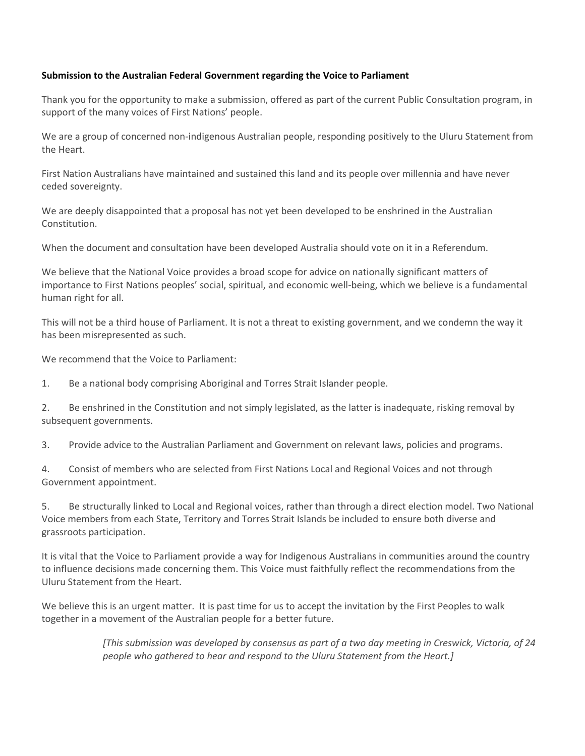**Submission to the Australian Federal Government regarding the Voice to Parliament**

Thank you for the opportunity to make a submission, offered as part of the current Public Consultation program, in support of the many voices of First Nations' people.

We are a group of concerned non-indigenous Australian people, responding positively to the Uluru Statement from the Heart.

First Nation Australians have maintained and sustained this land and its people over millennia and have never ceded sovereignty.

We are deeply disappointed that a proposal has not yet been developed to be enshrined in the Australian Constitution.

When the document and consultation have been developed Australia should vote on it in a Referendum.

We believe that the National Voice provides a broad scope for advice on nationally significant matters of importance to First Nations peoples' social, spiritual, and economic well-being, which we believe is a fundamental human right for all.

This will not be a third house of Parliament. It is not a threat to existing government, and we condemn the way it has been misrepresented as such.

We recommend that the Voice to Parliament:

1. Be a national body comprising Aboriginal and Torres Strait Islander people.
2. Be enshrined in the Constitution and not simply legislated, as the latter is inadequate, risking removal by subsequent governments.
3. Provide advice to the Australian Parliament and Government on relevant laws, policies and programs.
4. Consist of members who are selected from First Nations Local and Regional Voices and not through Government appointment.
5. Be structurally linked to Local and Regional voices, rather than through a direct election model. Two National Voice members from each State, Territory and Torres Strait Islands be included to ensure both diverse and grassroots participation.

It is vital that the Voice to Parliament provide a way for Indigenous Australians in communities around the country to influence decisions made concerning them. This Voice must faithfully reflect the recommendations from the Uluru Statement from the Heart.

We believe this is an urgent matter. It is past time for us to accept the invitation by the First Peoples to walk together in a movement of the Australian people for a better future.

*[This submission was developed by consensus as part of a two day meeting in Creswick, Victoria, of 24 people who gathered to hear and respond to the Uluru Statement from the Heart.]*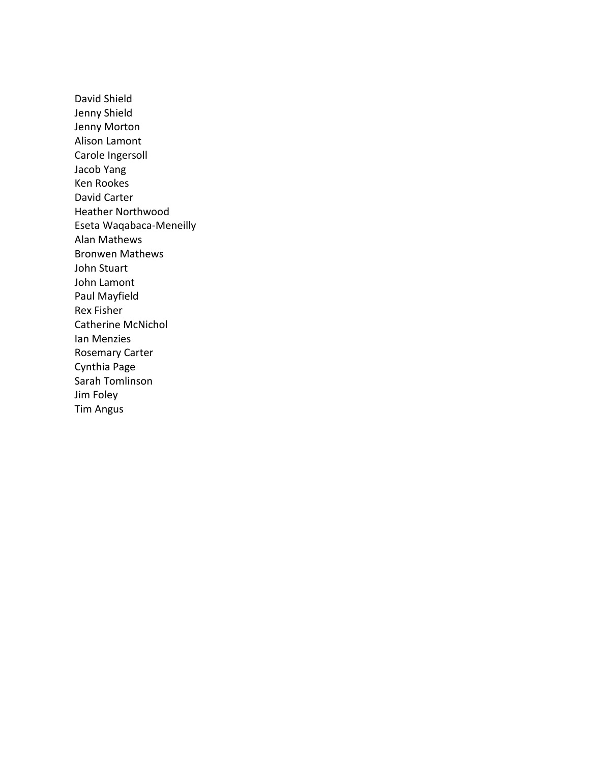David Shield
Jenny Shield
Jenny Morton
Alison Lamont
Carole Ingersoll
Jacob Yang
Ken Rookes
David Carter
Heather Northwood
Eseta Waqabaca-Meneilly
Alan Mathews
Bronwen Mathews
John Stuart
John Lamont
Paul Mayfield
Rex Fisher
Catherine McNichol
Ian Menzies
Rosemary Carter
Cynthia Page
Sarah Tomlinson
Jim Foley
Tim Angus